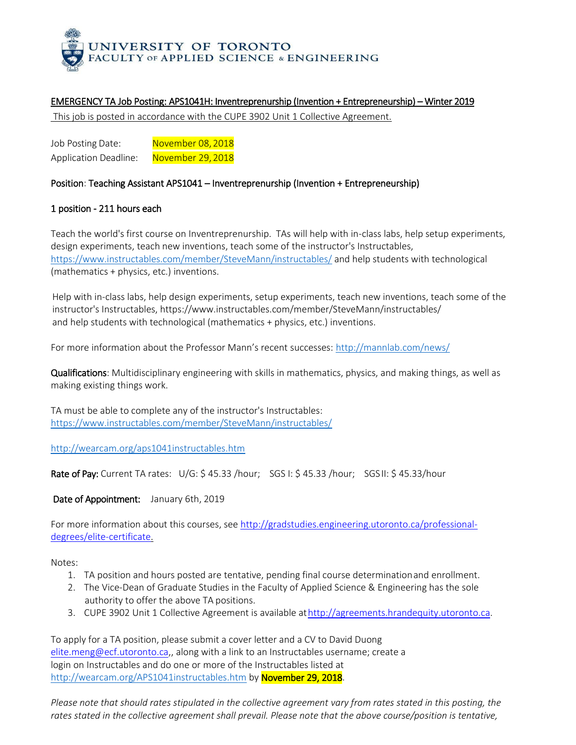# UNIVERSITY OF TORONTO
## FACULTY OF APPLIED SCIENCE & ENGINEERING

**EMERGENCY TA Job Posting: APS1041H: Inventreprenurship (Invention + Entrepreneurship) – Winter 2019**

This job is posted in accordance with the CUPE 3902 Unit 1 Collective Agreement.

Job Posting Date: November 08, 2018
Application Deadline: November 29, 2018

**Position**: Teaching Assistant APS1041 – Inventreprenurship (Invention + Entrepreneurship)

**1 position - 211 hours each**

Teach the world's first course on Inventreprenurship. TAs will help with in-class labs, help setup experiments, design experiments, teach new inventions, teach some of the instructor's Instructables, https://www.instructables.com/member/SteveMann/instructables/ and help students with technological (mathematics + physics, etc.) inventions.

Help with in-class labs, help design experiments, setup experiments, teach new inventions, teach some of the instructor's Instructables, https://www.instructables.com/member/SteveMann/instructables/ and help students with technological (mathematics + physics, etc.) inventions.

For more information about the Professor Mann's recent successes: http://mannlab.com/news/

**Qualifications**: Multidisciplinary engineering with skills in mathematics, physics, and making things, as well as making existing things work.

TA must be able to complete any of the instructor's Instructables: https://www.instructables.com/member/SteveMann/instructables/

http://wearcam.org/aps1041instructables.htm

**Rate of Pay:** Current TA rates: U/G: $ 45.33 /hour; SGS I: $ 45.33 /hour; SGS II: $ 45.33/hour

**Date of Appointment:** January 6th, 2019

For more information about this courses, see http://gradstudies.engineering.utoronto.ca/professional-degrees/elite-certificate.

Notes:

1. TA position and hours posted are tentative, pending final course determination and enrollment.
2. The Vice-Dean of Graduate Studies in the Faculty of Applied Science & Engineering has the sole authority to offer the above TA positions.
3. CUPE 3902 Unit 1 Collective Agreement is available at http://agreements.hrandequity.utoronto.ca.

To apply for a TA position, please submit a cover letter and a CV to David Duong elite.meng@ecf.utoronto.ca,, along with a link to an Instructables username; create a login on Instructables and do one or more of the Instructables listed at http://wearcam.org/APS1041instructables.htm by **November 29, 2018**.

*Please note that should rates stipulated in the collective agreement vary from rates stated in this posting, the rates stated in the collective agreement shall prevail. Please note that the above course/position is tentative,*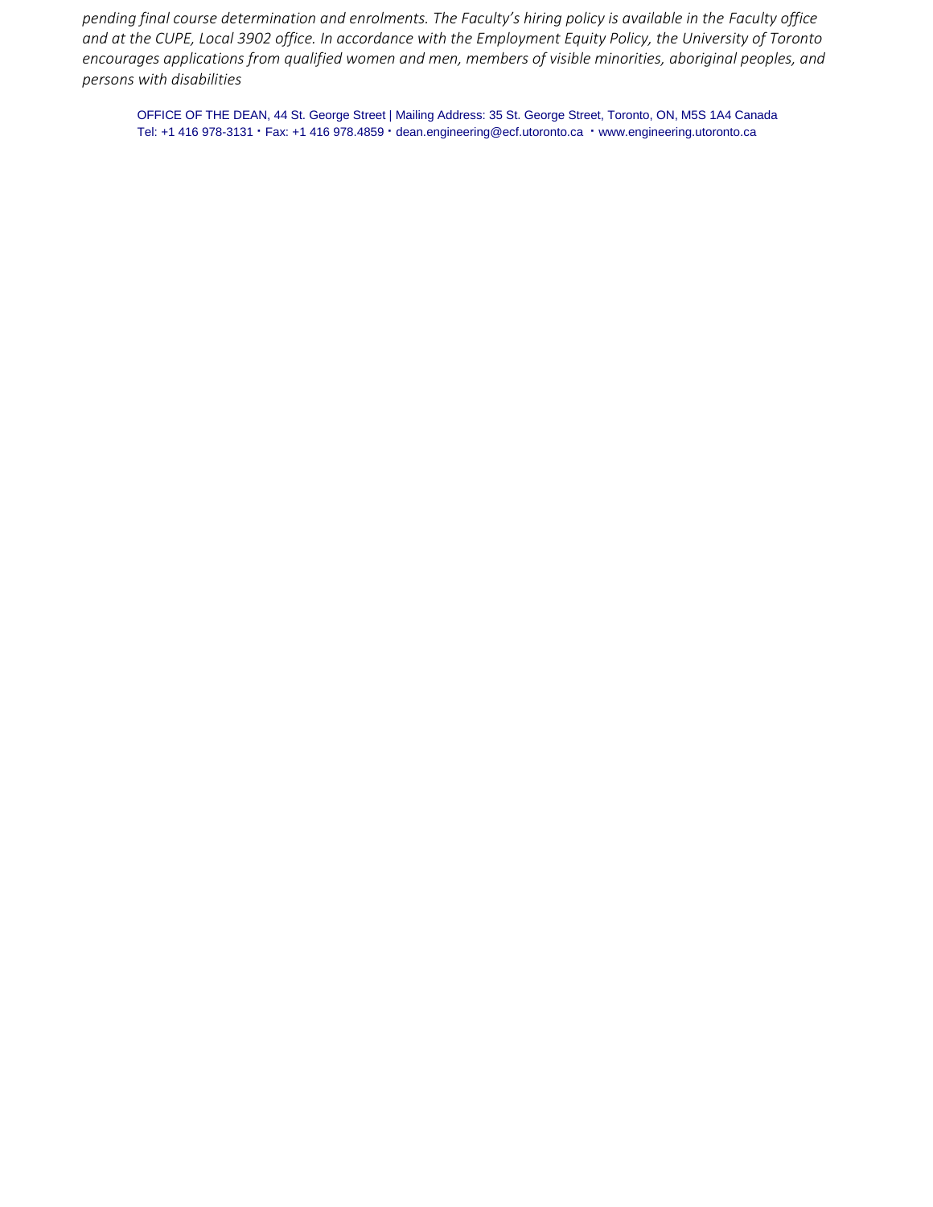*pending final course determination and enrolments. The Faculty's hiring policy is available in the Faculty office and at the CUPE, Local 3902 office. In accordance with the Employment Equity Policy, the University of Toronto encourages applications from qualified women and men, members of visible minorities, aboriginal peoples, and persons with disabilities*

OFFICE OF THE DEAN, 44 St. George Street | Mailing Address: 35 St. George Street, Toronto, ON, M5S 1A4 Canada
Tel: +1 416 978-3131 · Fax: +1 416 978.4859 · dean.engineering@ecf.utoronto.ca · www.engineering.utoronto.ca